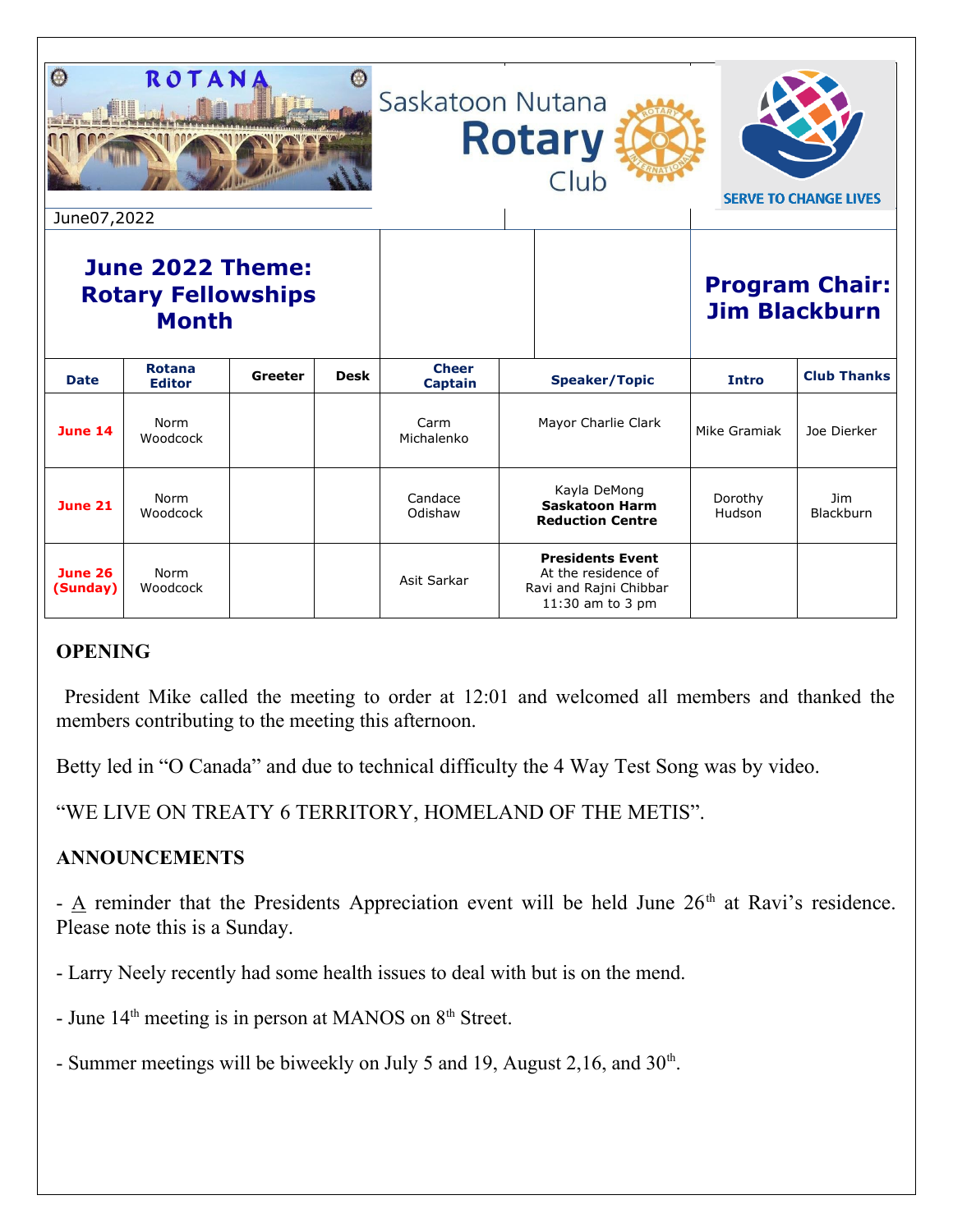ROTANA

Saskatoon Nutana **Rotary** Club

SERVE TO CHANGE LIVES

June07,2022

**June 2022 Theme: Rotary Fellowships Month**

**Program Chair: Jim Blackburn**

| Date | Rotana Editor | Greeter | Desk | Cheer Captain | Speaker/Topic | Intro | Club Thanks |
|---|---|---|---|---|---|---|---|
| **June 14** | Norm Woodcock | | | Carm Michalenko | Mayor Charlie Clark | Mike Gramiak | Joe Dierker |
| **June 21** | Norm Woodcock | | | Candace Odishaw | Kayla DeMong **Saskatoon Harm Reduction Centre** | Dorothy Hudson | Jim Blackburn |
| **June 26 (Sunday)** | Norm Woodcock | | | Asit Sarkar | **Presidents Event** At the residence of Ravi and Rajni Chibbar 11:30 am to 3 pm | | |

## OPENING

President Mike called the meeting to order at 12:01 and welcomed all members and thanked the members contributing to the meeting this afternoon.

Betty led in "O Canada" and due to technical difficulty the 4 Way Test Song was by video.

"WE LIVE ON TREATY 6 TERRITORY, HOMELAND OF THE METIS".

## ANNOUNCEMENTS

- A reminder that the Presidents Appreciation event will be held June 26th at Ravi's residence. Please note this is a Sunday.

- Larry Neely recently had some health issues to deal with but is on the mend.

- June 14th meeting is in person at MANOS on 8th Street.

- Summer meetings will be biweekly on July 5 and 19, August 2,16, and 30th.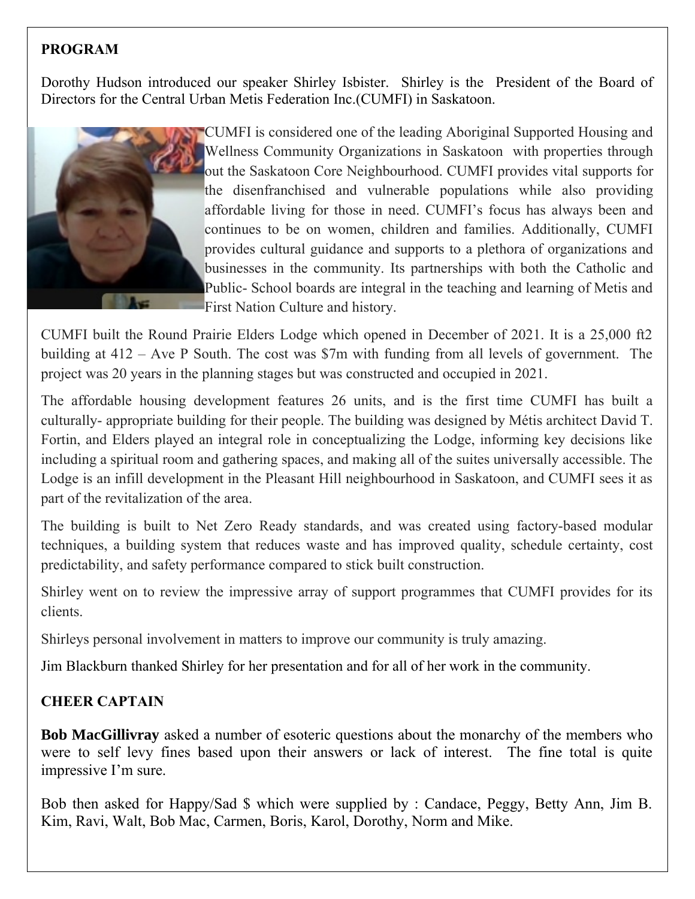**PROGRAM**

Dorothy Hudson introduced our speaker Shirley Isbister. Shirley is the President of the Board of Directors for the Central Urban Metis Federation Inc.(CUMFI) in Saskatoon.

CUMFI is considered one of the leading Aboriginal Supported Housing and Wellness Community Organizations in Saskatoon with properties through out the Saskatoon Core Neighbourhood. CUMFI provides vital supports for the disenfranchised and vulnerable populations while also providing affordable living for those in need. CUMFI's focus has always been and continues to be on women, children and families. Additionally, CUMFI provides cultural guidance and supports to a plethora of organizations and businesses in the community. Its partnerships with both the Catholic and Public- School boards are integral in the teaching and learning of Metis and First Nation Culture and history.

CUMFI built the Round Prairie Elders Lodge which opened in December of 2021. It is a 25,000 ft2 building at 412 – Ave P South. The cost was $7m with funding from all levels of government. The project was 20 years in the planning stages but was constructed and occupied in 2021.

The affordable housing development features 26 units, and is the first time CUMFI has built a culturally- appropriate building for their people. The building was designed by Métis architect David T. Fortin, and Elders played an integral role in conceptualizing the Lodge, informing key decisions like including a spiritual room and gathering spaces, and making all of the suites universally accessible. The Lodge is an infill development in the Pleasant Hill neighbourhood in Saskatoon, and CUMFI sees it as part of the revitalization of the area.

The building is built to Net Zero Ready standards, and was created using factory-based modular techniques, a building system that reduces waste and has improved quality, schedule certainty, cost predictability, and safety performance compared to stick built construction.

Shirley went on to review the impressive array of support programmes that CUMFI provides for its clients.

Shirleys personal involvement in matters to improve our community is truly amazing.

Jim Blackburn thanked Shirley for her presentation and for all of her work in the community.

**CHEER CAPTAIN**

**Bob MacGillivray** asked a number of esoteric questions about the monarchy of the members who were to self levy fines based upon their answers or lack of interest. The fine total is quite impressive I'm sure.

Bob then asked for Happy/Sad $ which were supplied by : Candace, Peggy, Betty Ann, Jim B. Kim, Ravi, Walt, Bob Mac, Carmen, Boris, Karol, Dorothy, Norm and Mike.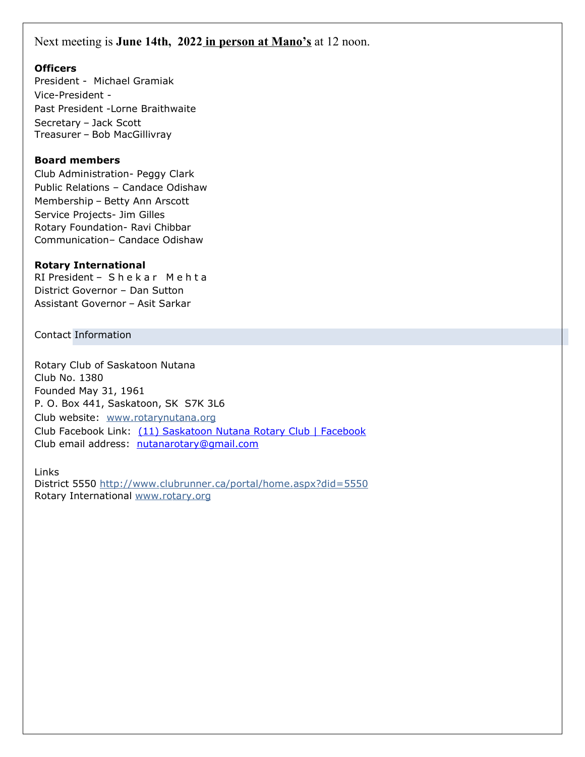Next meeting is **June 14th, 2022** **in person at Mano's** at 12 noon.

**Officers**
President - Michael Gramiak
Vice-President -
Past President -Lorne Braithwaite
Secretary – Jack Scott
Treasurer – Bob MacGillivray

**Board members**
Club Administration- Peggy Clark
Public Relations – Candace Odishaw
Membership – Betty Ann Arscott
Service Projects- Jim Gilles
Rotary Foundation- Ravi Chibbar
Communication– Candace Odishaw

**Rotary International**
RI President – Shekar Mehta
District Governor – Dan Sutton
Assistant Governor – Asit Sarkar

Contact Information

Rotary Club of Saskatoon Nutana
Club No. 1380
Founded May 31, 1961
P. O. Box 441, Saskatoon, SK S7K 3L6
Club website: www.rotarynutana.org
Club Facebook Link: (11) Saskatoon Nutana Rotary Club | Facebook
Club email address: nutanarotary@gmail.com

Links
District 5550 http://www.clubrunner.ca/portal/home.aspx?did=5550
Rotary International www.rotary.org